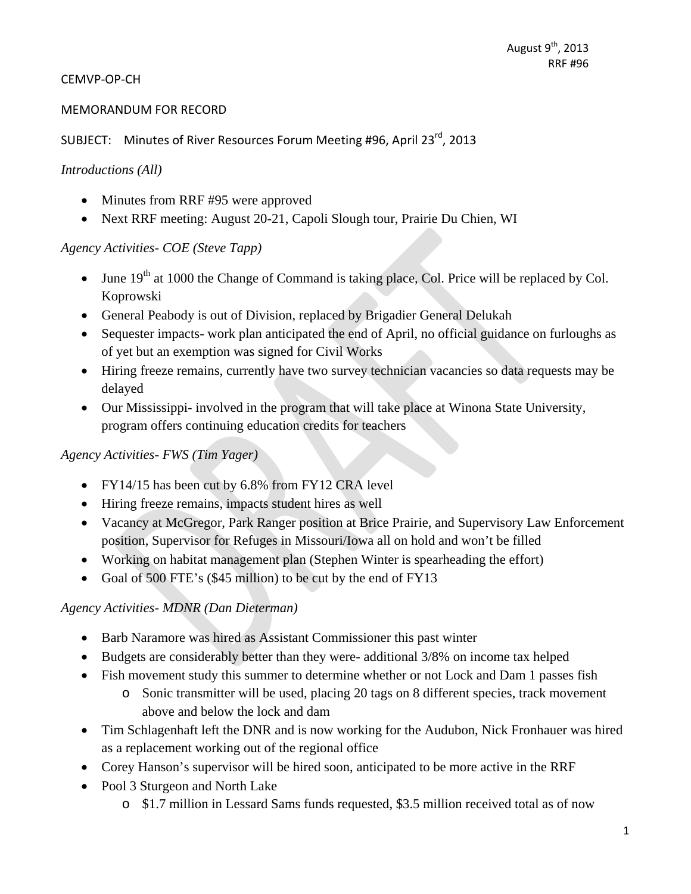August 9th, 2013
RRF #96

CEMVP-OP-CH

MEMORANDUM FOR RECORD

SUBJECT: Minutes of River Resources Forum Meeting #96, April 23rd, 2013

*Introductions (All)*

- Minutes from RRF #95 were approved
- Next RRF meeting: August 20-21, Capoli Slough tour, Prairie Du Chien, WI

*Agency Activities- COE (Steve Tapp)*

- June 19th at 1000 the Change of Command is taking place, Col. Price will be replaced by Col. Koprowski
- General Peabody is out of Division, replaced by Brigadier General Delukah
- Sequester impacts- work plan anticipated the end of April, no official guidance on furloughs as of yet but an exemption was signed for Civil Works
- Hiring freeze remains, currently have two survey technician vacancies so data requests may be delayed
- Our Mississippi- involved in the program that will take place at Winona State University, program offers continuing education credits for teachers

*Agency Activities- FWS (Tim Yager)*

- FY14/15 has been cut by 6.8% from FY12 CRA level
- Hiring freeze remains, impacts student hires as well
- Vacancy at McGregor, Park Ranger position at Brice Prairie, and Supervisory Law Enforcement position, Supervisor for Refuges in Missouri/Iowa all on hold and won't be filled
- Working on habitat management plan (Stephen Winter is spearheading the effort)
- Goal of 500 FTE's ($45 million) to be cut by the end of FY13

*Agency Activities- MDNR (Dan Dieterman)*

- Barb Naramore was hired as Assistant Commissioner this past winter
- Budgets are considerably better than they were- additional 3/8% on income tax helped
- Fish movement study this summer to determine whether or not Lock and Dam 1 passes fish
  - Sonic transmitter will be used, placing 20 tags on 8 different species, track movement above and below the lock and dam
- Tim Schlagenhaft left the DNR and is now working for the Audubon, Nick Fronhauer was hired as a replacement working out of the regional office
- Corey Hanson's supervisor will be hired soon, anticipated to be more active in the RRF
- Pool 3 Sturgeon and North Lake
  - $1.7 million in Lessard Sams funds requested, $3.5 million received total as of now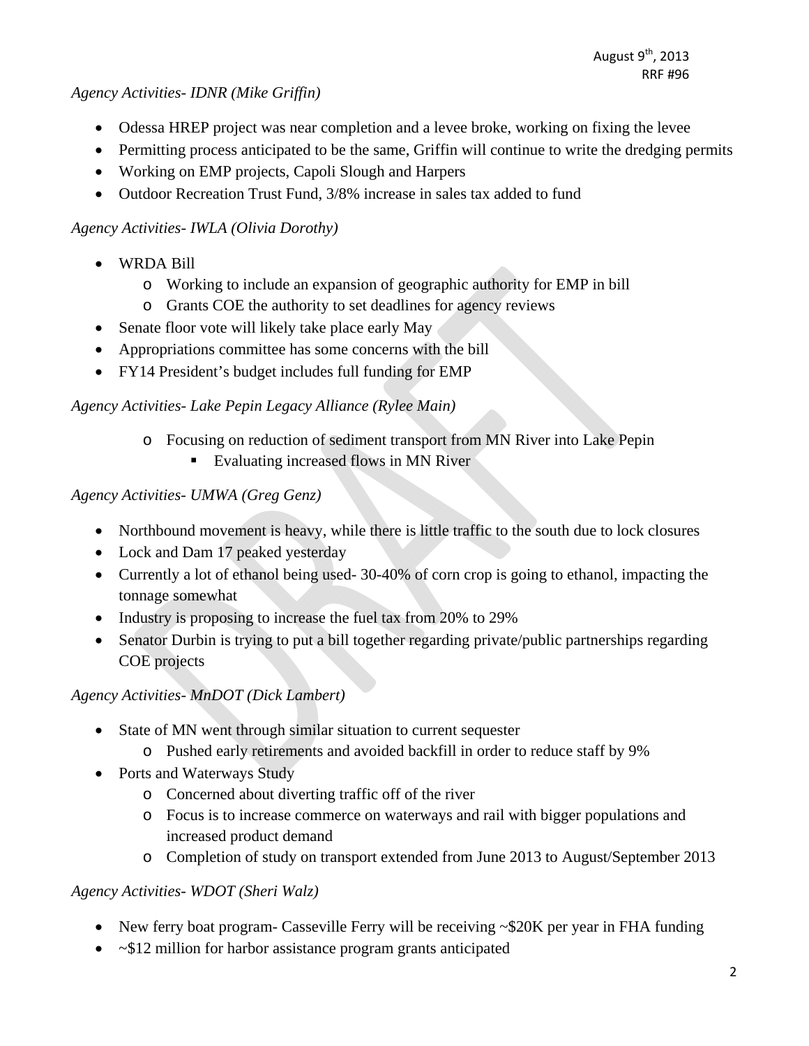*Agency Activities- IDNR (Mike Griffin)*

- Odessa HREP project was near completion and a levee broke, working on fixing the levee
- Permitting process anticipated to be the same, Griffin will continue to write the dredging permits
- Working on EMP projects, Capoli Slough and Harpers
- Outdoor Recreation Trust Fund, 3/8% increase in sales tax added to fund

*Agency Activities- IWLA (Olivia Dorothy)*

- WRDA Bill
  - Working to include an expansion of geographic authority for EMP in bill
  - Grants COE the authority to set deadlines for agency reviews
- Senate floor vote will likely take place early May
- Appropriations committee has some concerns with the bill
- FY14 President's budget includes full funding for EMP

*Agency Activities- Lake Pepin Legacy Alliance (Rylee Main)*

- Focusing on reduction of sediment transport from MN River into Lake Pepin
  - Evaluating increased flows in MN River

*Agency Activities- UMWA (Greg Genz)*

- Northbound movement is heavy, while there is little traffic to the south due to lock closures
- Lock and Dam 17 peaked yesterday
- Currently a lot of ethanol being used- 30-40% of corn crop is going to ethanol, impacting the tonnage somewhat
- Industry is proposing to increase the fuel tax from 20% to 29%
- Senator Durbin is trying to put a bill together regarding private/public partnerships regarding COE projects

*Agency Activities- MnDOT (Dick Lambert)*

- State of MN went through similar situation to current sequester
  - Pushed early retirements and avoided backfill in order to reduce staff by 9%
- Ports and Waterways Study
  - Concerned about diverting traffic off of the river
  - Focus is to increase commerce on waterways and rail with bigger populations and increased product demand
  - Completion of study on transport extended from June 2013 to August/September 2013

*Agency Activities- WDOT (Sheri Walz)*

- New ferry boat program- Casseville Ferry will be receiving ~$20K per year in FHA funding
- ~$12 million for harbor assistance program grants anticipated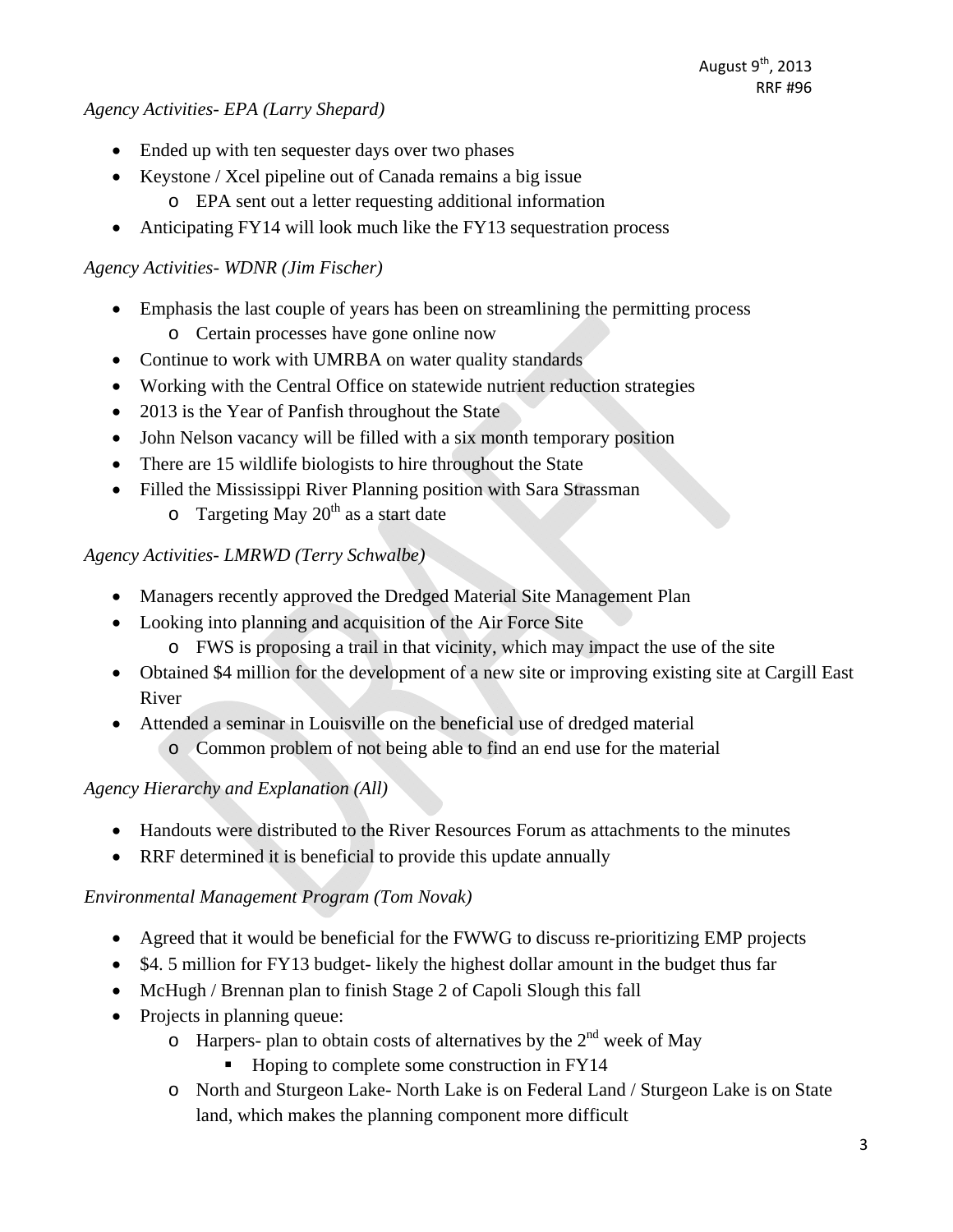*Agency Activities- EPA (Larry Shepard)*

- Ended up with ten sequester days over two phases
- Keystone / Xcel pipeline out of Canada remains a big issue
  - EPA sent out a letter requesting additional information
- Anticipating FY14 will look much like the FY13 sequestration process

*Agency Activities- WDNR (Jim Fischer)*

- Emphasis the last couple of years has been on streamlining the permitting process
  - Certain processes have gone online now
- Continue to work with UMRBA on water quality standards
- Working with the Central Office on statewide nutrient reduction strategies
- 2013 is the Year of Panfish throughout the State
- John Nelson vacancy will be filled with a six month temporary position
- There are 15 wildlife biologists to hire throughout the State
- Filled the Mississippi River Planning position with Sara Strassman
  - Targeting May 20th as a start date

*Agency Activities- LMRWD (Terry Schwalbe)*

- Managers recently approved the Dredged Material Site Management Plan
- Looking into planning and acquisition of the Air Force Site
  - FWS is proposing a trail in that vicinity, which may impact the use of the site
- Obtained $4 million for the development of a new site or improving existing site at Cargill East River
- Attended a seminar in Louisville on the beneficial use of dredged material
  - Common problem of not being able to find an end use for the material

*Agency Hierarchy and Explanation (All)*

- Handouts were distributed to the River Resources Forum as attachments to the minutes
- RRF determined it is beneficial to provide this update annually

*Environmental Management Program (Tom Novak)*

- Agreed that it would be beneficial for the FWWG to discuss re-prioritizing EMP projects
- $4. 5 million for FY13 budget- likely the highest dollar amount in the budget thus far
- McHugh / Brennan plan to finish Stage 2 of Capoli Slough this fall
- Projects in planning queue:
  - Harpers- plan to obtain costs of alternatives by the 2nd week of May
    - Hoping to complete some construction in FY14
  - North and Sturgeon Lake- North Lake is on Federal Land / Sturgeon Lake is on State land, which makes the planning component more difficult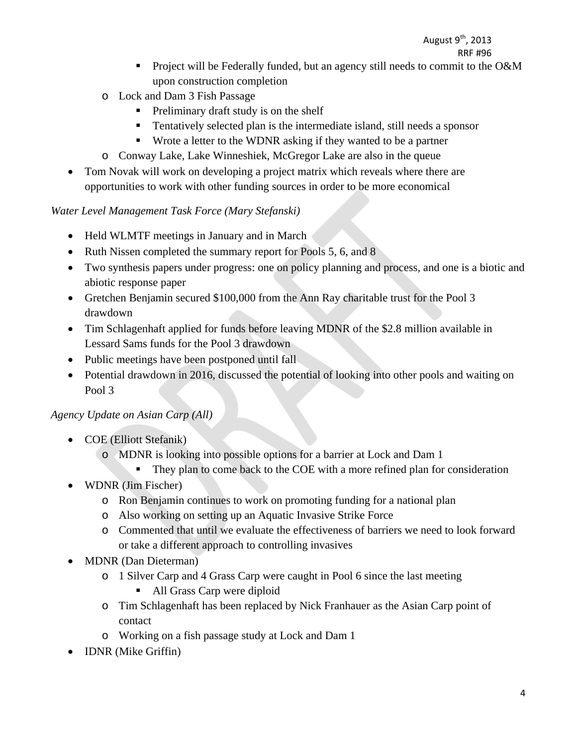- Project will be Federally funded, but an agency still needs to commit to the O&M upon construction completion
  - Lock and Dam 3 Fish Passage
    - Preliminary draft study is on the shelf
    - Tentatively selected plan is the intermediate island, still needs a sponsor
    - Wrote a letter to the WDNR asking if they wanted to be a partner
  - Conway Lake, Lake Winneshiek, McGregor Lake are also in the queue
- Tom Novak will work on developing a project matrix which reveals where there are opportunities to work with other funding sources in order to be more economical

*Water Level Management Task Force (Mary Stefanski)*

- Held WLMTF meetings in January and in March
- Ruth Nissen completed the summary report for Pools 5, 6, and 8
- Two synthesis papers under progress: one on policy planning and process, and one is a biotic and abiotic response paper
- Gretchen Benjamin secured $100,000 from the Ann Ray charitable trust for the Pool 3 drawdown
- Tim Schlagenhaft applied for funds before leaving MDNR of the $2.8 million available in Lessard Sams funds for the Pool 3 drawdown
- Public meetings have been postponed until fall
- Potential drawdown in 2016, discussed the potential of looking into other pools and waiting on Pool 3

*Agency Update on Asian Carp (All)*

- COE (Elliott Stefanik)
  - MDNR is looking into possible options for a barrier at Lock and Dam 1
    - They plan to come back to the COE with a more refined plan for consideration
- WDNR (Jim Fischer)
  - Ron Benjamin continues to work on promoting funding for a national plan
  - Also working on setting up an Aquatic Invasive Strike Force
  - Commented that until we evaluate the effectiveness of barriers we need to look forward or take a different approach to controlling invasives
- MDNR (Dan Dieterman)
  - 1 Silver Carp and 4 Grass Carp were caught in Pool 6 since the last meeting
    - All Grass Carp were diploid
  - Tim Schlagenhaft has been replaced by Nick Franhauer as the Asian Carp point of contact
  - Working on a fish passage study at Lock and Dam 1
- IDNR (Mike Griffin)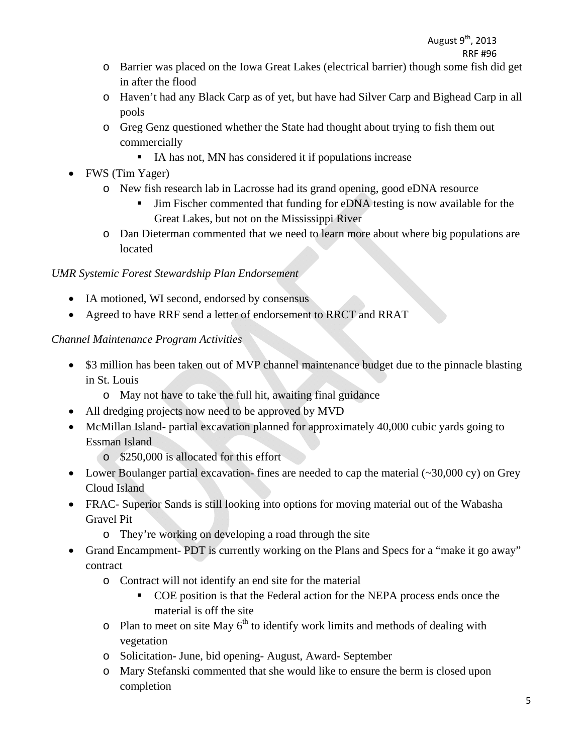- Barrier was placed on the Iowa Great Lakes (electrical barrier) though some fish did get in after the flood
  - Haven't had any Black Carp as of yet, but have had Silver Carp and Bighead Carp in all pools
  - Greg Genz questioned whether the State had thought about trying to fish them out commercially
    - IA has not, MN has considered it if populations increase
- FWS (Tim Yager)
  - New fish research lab in Lacrosse had its grand opening, good eDNA resource
    - Jim Fischer commented that funding for eDNA testing is now available for the Great Lakes, but not on the Mississippi River
  - Dan Dieterman commented that we need to learn more about where big populations are located

*UMR Systemic Forest Stewardship Plan Endorsement*

- IA motioned, WI second, endorsed by consensus
- Agreed to have RRF send a letter of endorsement to RRCT and RRAT

*Channel Maintenance Program Activities*

- $3 million has been taken out of MVP channel maintenance budget due to the pinnacle blasting in St. Louis
  - May not have to take the full hit, awaiting final guidance
- All dredging projects now need to be approved by MVD
- McMillan Island- partial excavation planned for approximately 40,000 cubic yards going to Essman Island
  - $250,000 is allocated for this effort
- Lower Boulanger partial excavation- fines are needed to cap the material (~30,000 cy) on Grey Cloud Island
- FRAC- Superior Sands is still looking into options for moving material out of the Wabasha Gravel Pit
  - They're working on developing a road through the site
- Grand Encampment- PDT is currently working on the Plans and Specs for a "make it go away" contract
  - Contract will not identify an end site for the material
    - COE position is that the Federal action for the NEPA process ends once the material is off the site
  - Plan to meet on site May 6th to identify work limits and methods of dealing with vegetation
  - Solicitation- June, bid opening- August, Award- September
  - Mary Stefanski commented that she would like to ensure the berm is closed upon completion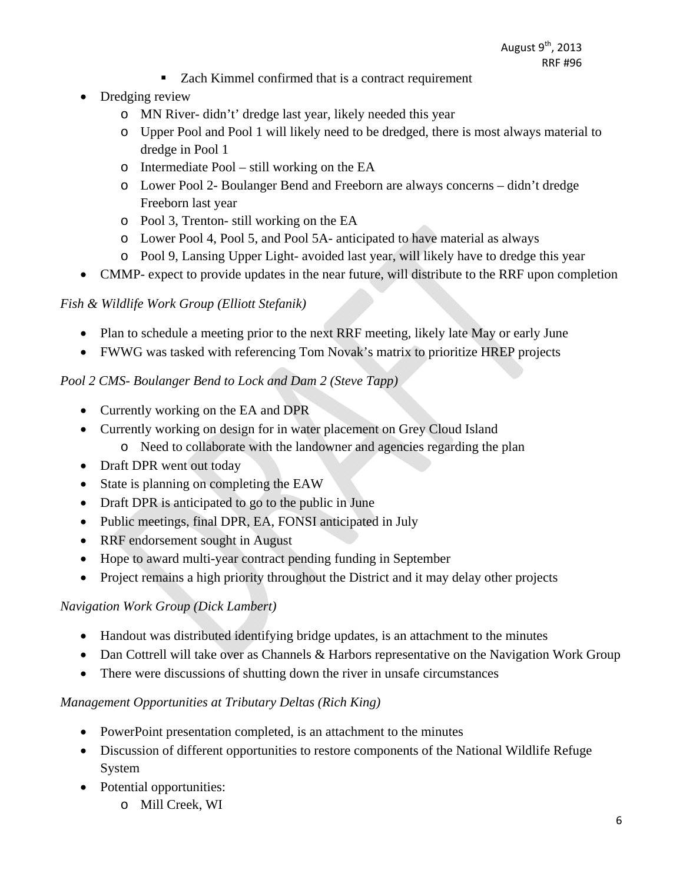- Zach Kimmel confirmed that is a contract requirement
- Dredging review
    - MN River- didn't' dredge last year, likely needed this year
    - Upper Pool and Pool 1 will likely need to be dredged, there is most always material to dredge in Pool 1
    - Intermediate Pool – still working on the EA
    - Lower Pool 2- Boulanger Bend and Freeborn are always concerns – didn't dredge Freeborn last year
    - Pool 3, Trenton- still working on the EA
    - Lower Pool 4, Pool 5, and Pool 5A- anticipated to have material as always
    - Pool 9, Lansing Upper Light- avoided last year, will likely have to dredge this year
- CMMP- expect to provide updates in the near future, will distribute to the RRF upon completion

*Fish & Wildlife Work Group (Elliott Stefanik)*

- Plan to schedule a meeting prior to the next RRF meeting, likely late May or early June
- FWWG was tasked with referencing Tom Novak's matrix to prioritize HREP projects

*Pool 2 CMS- Boulanger Bend to Lock and Dam 2 (Steve Tapp)*

- Currently working on the EA and DPR
- Currently working on design for in water placement on Grey Cloud Island
    - Need to collaborate with the landowner and agencies regarding the plan
- Draft DPR went out today
- State is planning on completing the EAW
- Draft DPR is anticipated to go to the public in June
- Public meetings, final DPR, EA, FONSI anticipated in July
- RRF endorsement sought in August
- Hope to award multi-year contract pending funding in September
- Project remains a high priority throughout the District and it may delay other projects

*Navigation Work Group (Dick Lambert)*

- Handout was distributed identifying bridge updates, is an attachment to the minutes
- Dan Cottrell will take over as Channels & Harbors representative on the Navigation Work Group
- There were discussions of shutting down the river in unsafe circumstances

*Management Opportunities at Tributary Deltas (Rich King)*

- PowerPoint presentation completed, is an attachment to the minutes
- Discussion of different opportunities to restore components of the National Wildlife Refuge System
- Potential opportunities:
    - Mill Creek, WI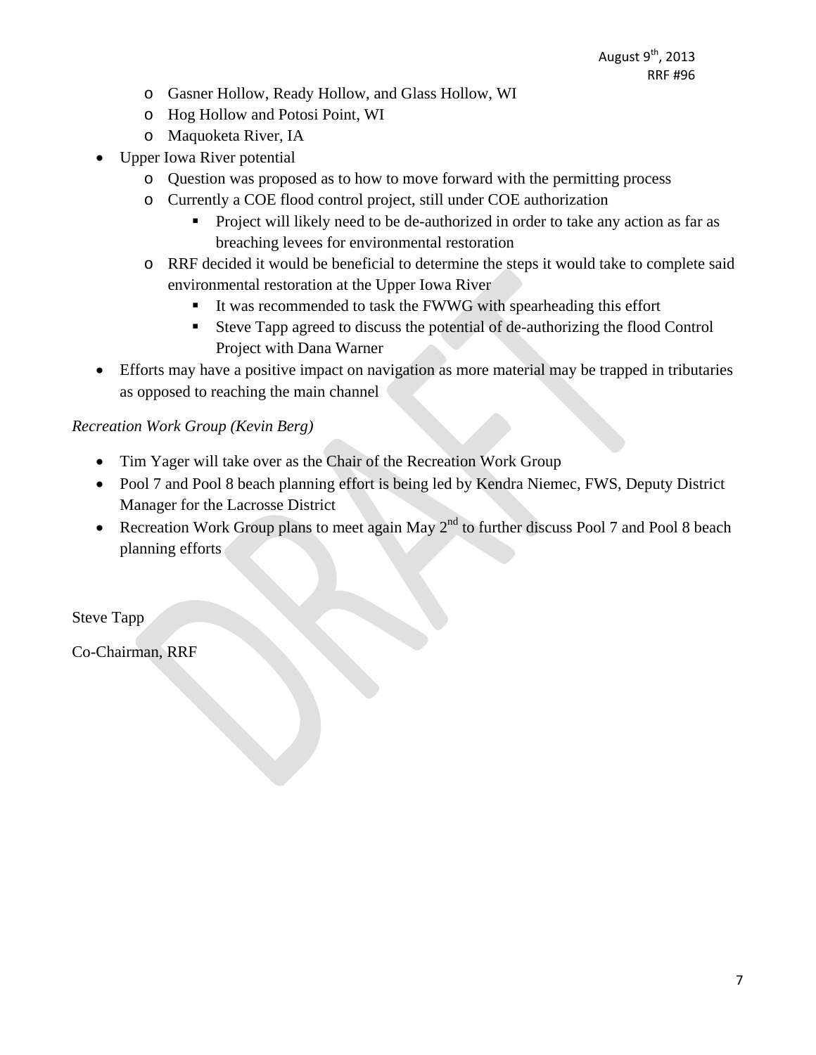- Gasner Hollow, Ready Hollow, and Glass Hollow, WI
  - Hog Hollow and Potosi Point, WI
  - Maquoketa River, IA
- Upper Iowa River potential
  - Question was proposed as to how to move forward with the permitting process
  - Currently a COE flood control project, still under COE authorization
    - Project will likely need to be de-authorized in order to take any action as far as breaching levees for environmental restoration
  - RRF decided it would be beneficial to determine the steps it would take to complete said environmental restoration at the Upper Iowa River
    - It was recommended to task the FWWG with spearheading this effort
    - Steve Tapp agreed to discuss the potential of de-authorizing the flood Control Project with Dana Warner
- Efforts may have a positive impact on navigation as more material may be trapped in tributaries as opposed to reaching the main channel

*Recreation Work Group (Kevin Berg)*

- Tim Yager will take over as the Chair of the Recreation Work Group
- Pool 7 and Pool 8 beach planning effort is being led by Kendra Niemec, FWS, Deputy District Manager for the Lacrosse District
- Recreation Work Group plans to meet again May 2nd to further discuss Pool 7 and Pool 8 beach planning efforts

Steve Tapp

Co-Chairman, RRF